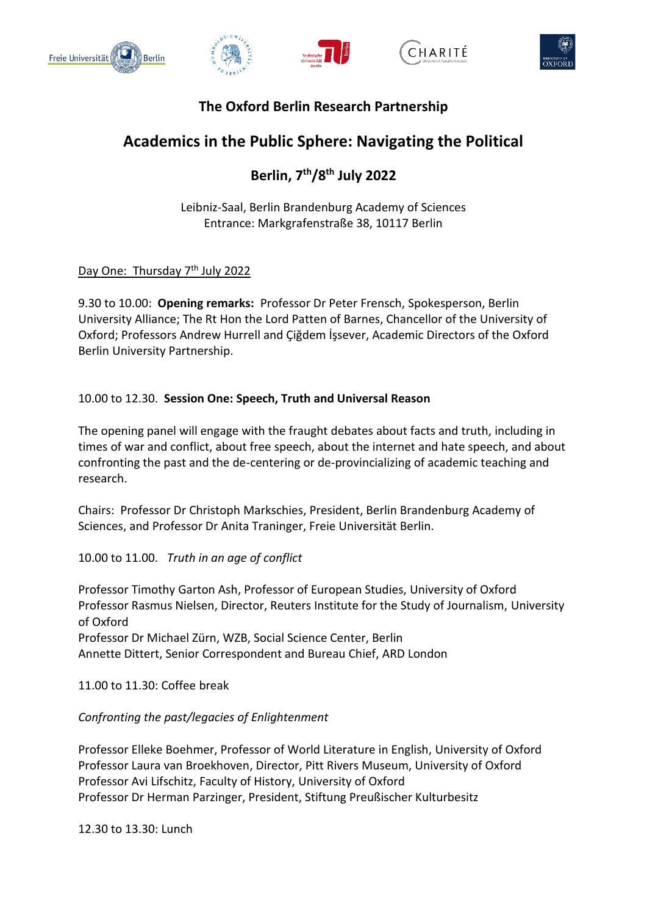## The Oxford Berlin Research Partnership

# Academics in the Public Sphere: Navigating the Political

## Berlin, 7th/8th July 2022

Leibniz-Saal, Berlin Brandenburg Academy of Sciences
Entrance: Markgrafenstraße 38, 10117 Berlin

Day One: Thursday 7th July 2022

9.30 to 10.00: **Opening remarks:** Professor Dr Peter Frensch, Spokesperson, Berlin University Alliance; The Rt Hon the Lord Patten of Barnes, Chancellor of the University of Oxford; Professors Andrew Hurrell and Çiğdem İşsever, Academic Directors of the Oxford Berlin University Partnership.

10.00 to 12.30. **Session One: Speech, Truth and Universal Reason**

The opening panel will engage with the fraught debates about facts and truth, including in times of war and conflict, about free speech, about the internet and hate speech, and about confronting the past and the de-centering or de-provincializing of academic teaching and research.

Chairs: Professor Dr Christoph Markschies, President, Berlin Brandenburg Academy of Sciences, and Professor Dr Anita Traninger, Freie Universität Berlin.

10.00 to 11.00. *Truth in an age of conflict*

Professor Timothy Garton Ash, Professor of European Studies, University of Oxford
Professor Rasmus Nielsen, Director, Reuters Institute for the Study of Journalism, University of Oxford
Professor Dr Michael Zürn, WZB, Social Science Center, Berlin
Annette Dittert, Senior Correspondent and Bureau Chief, ARD London

11.00 to 11.30: Coffee break

*Confronting the past/legacies of Enlightenment*

Professor Elleke Boehmer, Professor of World Literature in English, University of Oxford
Professor Laura van Broekhoven, Director, Pitt Rivers Museum, University of Oxford
Professor Avi Lifschitz, Faculty of History, University of Oxford
Professor Dr Herman Parzinger, President, Stiftung Preußischer Kulturbesitz

12.30 to 13.30: Lunch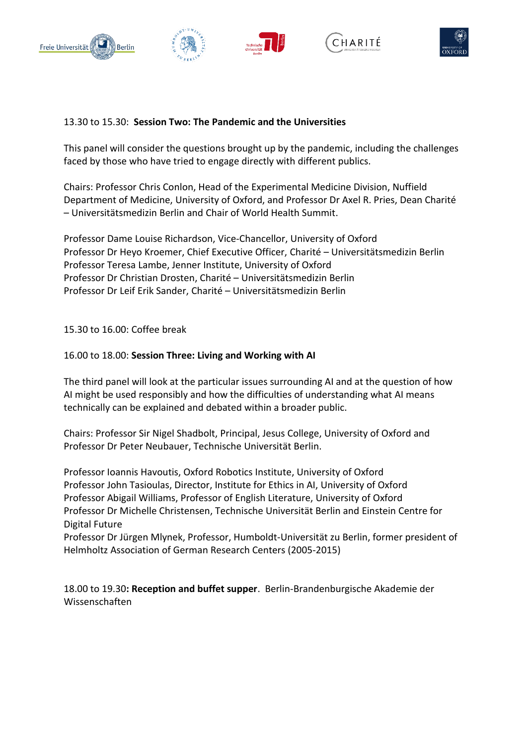13.30 to 15.30: **Session Two: The Pandemic and the Universities**

This panel will consider the questions brought up by the pandemic, including the challenges faced by those who have tried to engage directly with different publics.

Chairs: Professor Chris Conlon, Head of the Experimental Medicine Division, Nuffield Department of Medicine, University of Oxford, and Professor Dr Axel R. Pries, Dean Charité – Universitätsmedizin Berlin and Chair of World Health Summit.

Professor Dame Louise Richardson, Vice-Chancellor, University of Oxford
Professor Dr Heyo Kroemer, Chief Executive Officer, Charité – Universitätsmedizin Berlin
Professor Teresa Lambe, Jenner Institute, University of Oxford
Professor Dr Christian Drosten, Charité – Universitätsmedizin Berlin
Professor Dr Leif Erik Sander, Charité – Universitätsmedizin Berlin

15.30 to 16.00: Coffee break

16.00 to 18.00: **Session Three: Living and Working with AI**

The third panel will look at the particular issues surrounding AI and at the question of how AI might be used responsibly and how the difficulties of understanding what AI means technically can be explained and debated within a broader public.

Chairs: Professor Sir Nigel Shadbolt, Principal, Jesus College, University of Oxford and Professor Dr Peter Neubauer, Technische Universität Berlin.

Professor Ioannis Havoutis, Oxford Robotics Institute, University of Oxford
Professor John Tasioulas, Director, Institute for Ethics in AI, University of Oxford
Professor Abigail Williams, Professor of English Literature, University of Oxford
Professor Dr Michelle Christensen, Technische Universität Berlin and Einstein Centre for Digital Future
Professor Dr Jürgen Mlynek, Professor, Humboldt-Universität zu Berlin, former president of Helmholtz Association of German Research Centers (2005-2015)

18.00 to 19.30**: Reception and buffet supper**. Berlin-Brandenburgische Akademie der Wissenschaften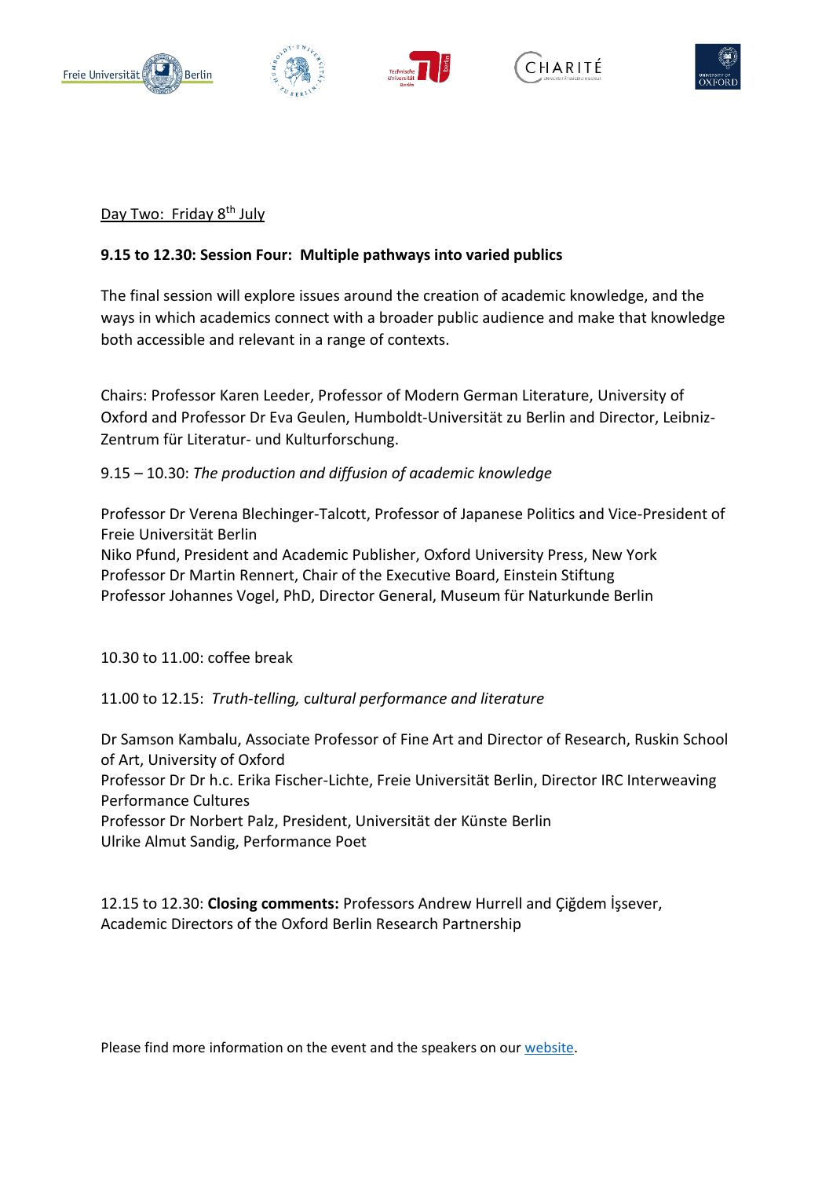Day Two: Friday 8th July

**9.15 to 12.30: Session Four: Multiple pathways into varied publics**

The final session will explore issues around the creation of academic knowledge, and the ways in which academics connect with a broader public audience and make that knowledge both accessible and relevant in a range of contexts.

Chairs: Professor Karen Leeder, Professor of Modern German Literature, University of Oxford and Professor Dr Eva Geulen, Humboldt-Universität zu Berlin and Director, Leibniz-Zentrum für Literatur- und Kulturforschung.

9.15 – 10.30: *The production and diffusion of academic knowledge*

Professor Dr Verena Blechinger-Talcott, Professor of Japanese Politics and Vice-President of Freie Universität Berlin
Niko Pfund, President and Academic Publisher, Oxford University Press, New York
Professor Dr Martin Rennert, Chair of the Executive Board, Einstein Stiftung
Professor Johannes Vogel, PhD, Director General, Museum für Naturkunde Berlin

10.30 to 11.00: coffee break

11.00 to 12.15: *Truth-telling, cultural performance and literature*

Dr Samson Kambalu, Associate Professor of Fine Art and Director of Research, Ruskin School of Art, University of Oxford
Professor Dr Dr h.c. Erika Fischer-Lichte, Freie Universität Berlin, Director IRC Interweaving Performance Cultures
Professor Dr Norbert Palz, President, Universität der Künste Berlin
Ulrike Almut Sandig, Performance Poet

12.15 to 12.30: **Closing comments:** Professors Andrew Hurrell and Çiğdem İşsever, Academic Directors of the Oxford Berlin Research Partnership

Please find more information on the event and the speakers on our website.